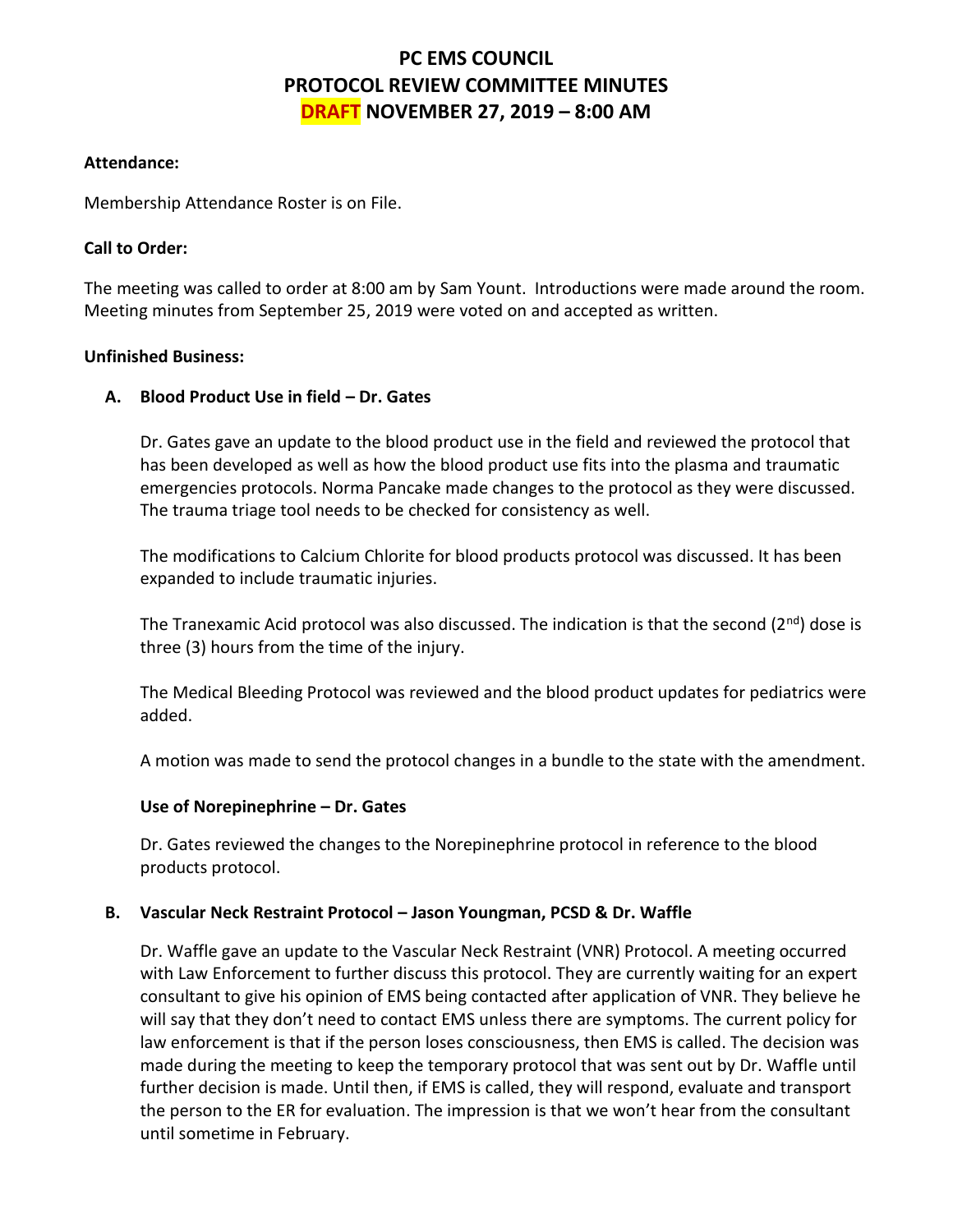# PC EMS COUNCIL
# PROTOCOL REVIEW COMMITTEE MINUTES
# DRAFT NOVEMBER 27, 2019 – 8:00 AM

**Attendance:**

Membership Attendance Roster is on File.

**Call to Order:**

The meeting was called to order at 8:00 am by Sam Yount. Introductions were made around the room. Meeting minutes from September 25, 2019 were voted on and accepted as written.

**Unfinished Business:**

**A. Blood Product Use in field – Dr. Gates**

Dr. Gates gave an update to the blood product use in the field and reviewed the protocol that has been developed as well as how the blood product use fits into the plasma and traumatic emergencies protocols. Norma Pancake made changes to the protocol as they were discussed. The trauma triage tool needs to be checked for consistency as well.

The modifications to Calcium Chlorite for blood products protocol was discussed. It has been expanded to include traumatic injuries.

The Tranexamic Acid protocol was also discussed. The indication is that the second (2nd) dose is three (3) hours from the time of the injury.

The Medical Bleeding Protocol was reviewed and the blood product updates for pediatrics were added.

A motion was made to send the protocol changes in a bundle to the state with the amendment.

**Use of Norepinephrine – Dr. Gates**

Dr. Gates reviewed the changes to the Norepinephrine protocol in reference to the blood products protocol.

**B. Vascular Neck Restraint Protocol – Jason Youngman, PCSD & Dr. Waffle**

Dr. Waffle gave an update to the Vascular Neck Restraint (VNR) Protocol. A meeting occurred with Law Enforcement to further discuss this protocol. They are currently waiting for an expert consultant to give his opinion of EMS being contacted after application of VNR. They believe he will say that they don't need to contact EMS unless there are symptoms. The current policy for law enforcement is that if the person loses consciousness, then EMS is called. The decision was made during the meeting to keep the temporary protocol that was sent out by Dr. Waffle until further decision is made. Until then, if EMS is called, they will respond, evaluate and transport the person to the ER for evaluation. The impression is that we won't hear from the consultant until sometime in February.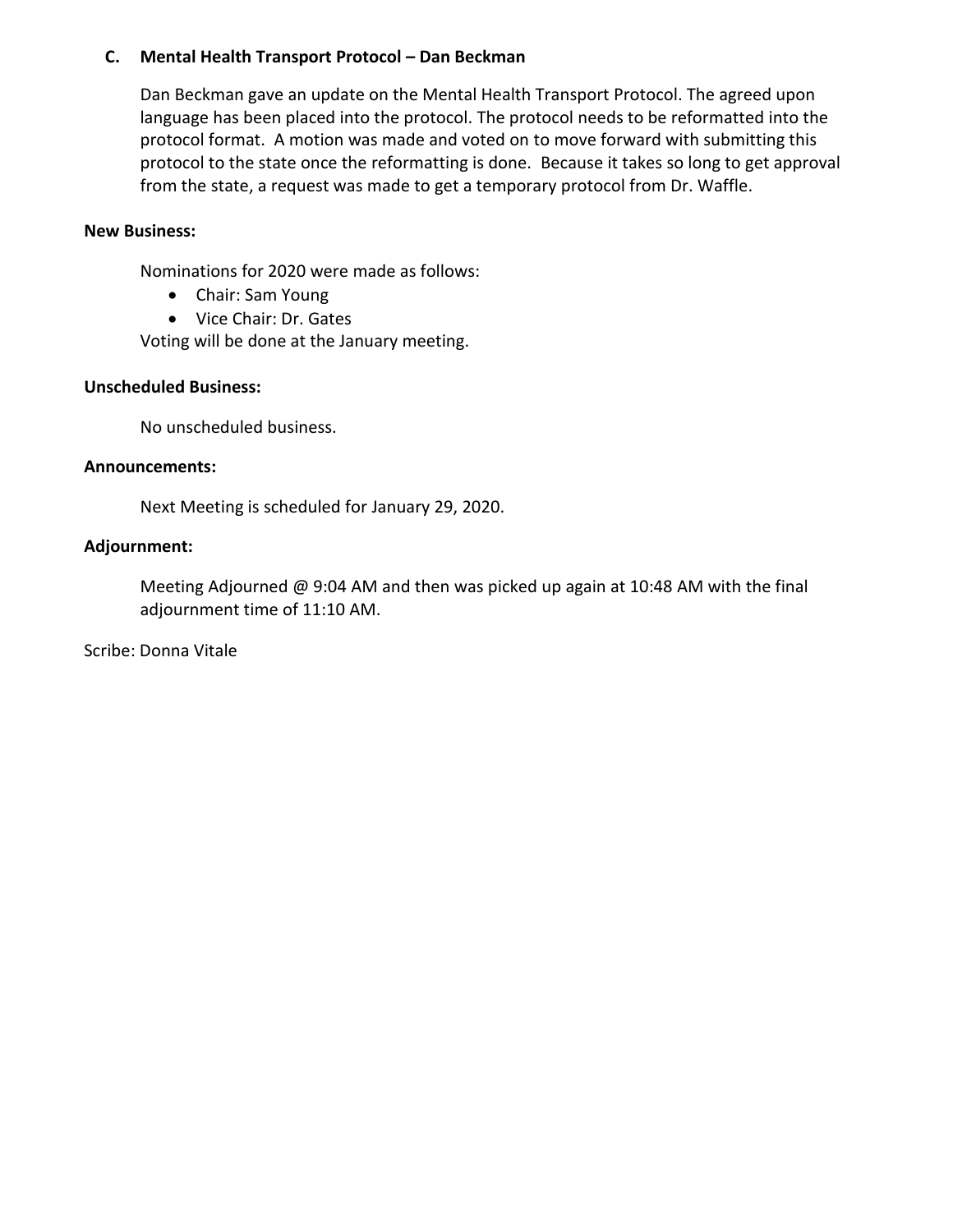### C. Mental Health Transport Protocol – Dan Beckman

Dan Beckman gave an update on the Mental Health Transport Protocol. The agreed upon language has been placed into the protocol. The protocol needs to be reformatted into the protocol format. A motion was made and voted on to move forward with submitting this protocol to the state once the reformatting is done. Because it takes so long to get approval from the state, a request was made to get a temporary protocol from Dr. Waffle.

**New Business:**

Nominations for 2020 were made as follows:

- Chair: Sam Young
- Vice Chair: Dr. Gates

Voting will be done at the January meeting.

**Unscheduled Business:**

No unscheduled business.

**Announcements:**

Next Meeting is scheduled for January 29, 2020.

**Adjournment:**

Meeting Adjourned @ 9:04 AM and then was picked up again at 10:48 AM with the final adjournment time of 11:10 AM.

Scribe: Donna Vitale